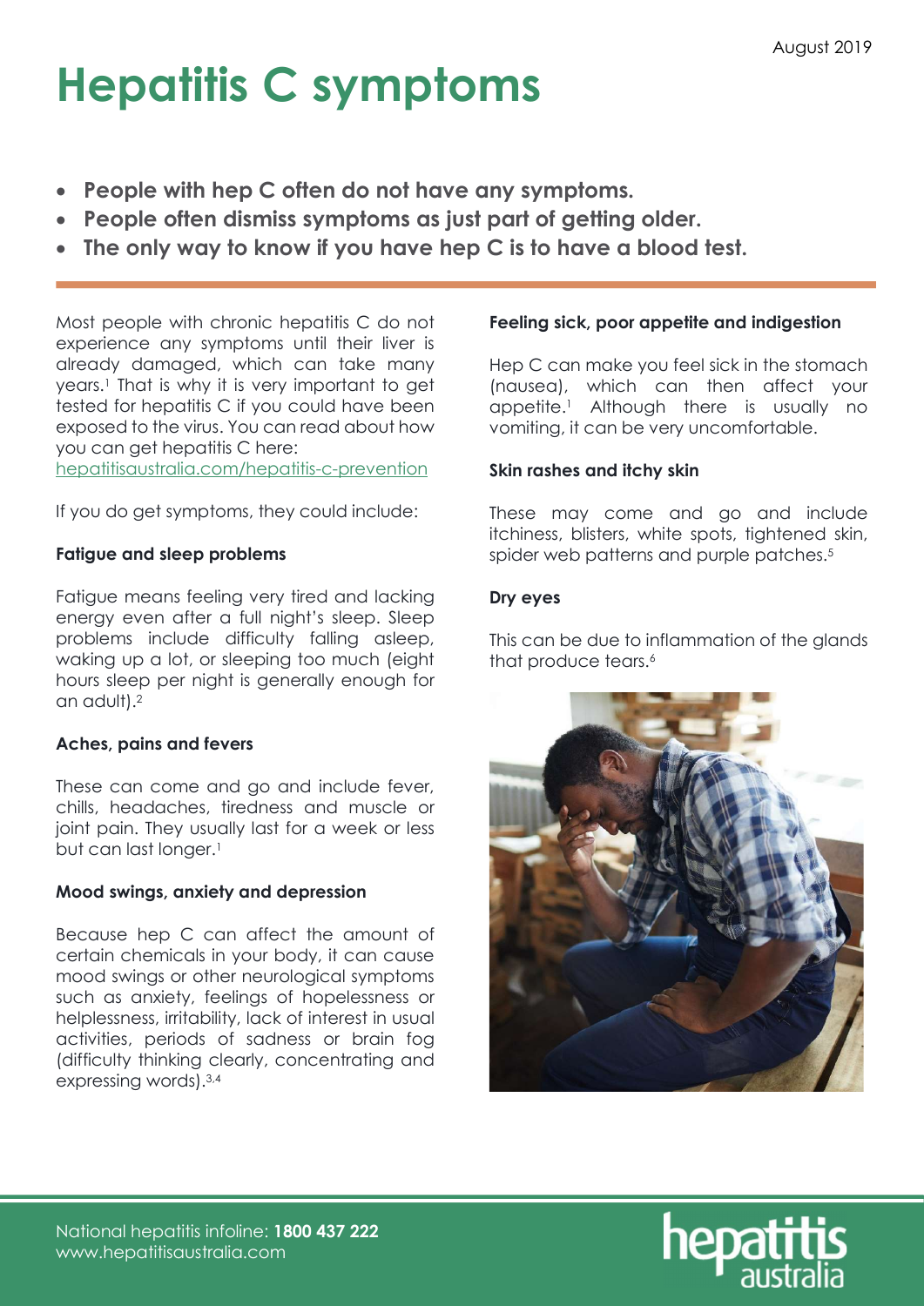August 2019

# Hepatitis C symptoms

- **People with hep C often do not have any symptoms.**
- **People often dismiss symptoms as just part of getting older.**
- **The only way to know if you have hep C is to have a blood test.**

Most people with chronic hepatitis C do not experience any symptoms until their liver is already damaged, which can take many years.[1] That is why it is very important to get tested for hepatitis C if you could have been exposed to the virus. You can read about how you can get hepatitis C here: [hepatitisaustralia.com/hepatitis-c-prevention](hepatitisaustralia.com/hepatitis-c-prevention)

If you do get symptoms, they could include:

### Fatigue and sleep problems

Fatigue means feeling very tired and lacking energy even after a full night's sleep. Sleep problems include difficulty falling asleep, waking up a lot, or sleeping too much (eight hours sleep per night is generally enough for an adult).[2]

### Aches, pains and fevers

These can come and go and include fever, chills, headaches, tiredness and muscle or joint pain. They usually last for a week or less but can last longer.[1]

### Mood swings, anxiety and depression

Because hep C can affect the amount of certain chemicals in your body, it can cause mood swings or other neurological symptoms such as anxiety, feelings of hopelessness or helplessness, irritability, lack of interest in usual activities, periods of sadness or brain fog (difficulty thinking clearly, concentrating and expressing words).[3,4]

### Feeling sick, poor appetite and indigestion

Hep C can make you feel sick in the stomach (nausea), which can then affect your appetite.[1] Although there is usually no vomiting, it can be very uncomfortable.

### Skin rashes and itchy skin

These may come and go and include itchiness, blisters, white spots, tightened skin, spider web patterns and purple patches.[5]

### Dry eyes

This can be due to inflammation of the glands that produce tears.[6]

National hepatitis infoline: **1800 437 222**
www.hepatitisaustralia.com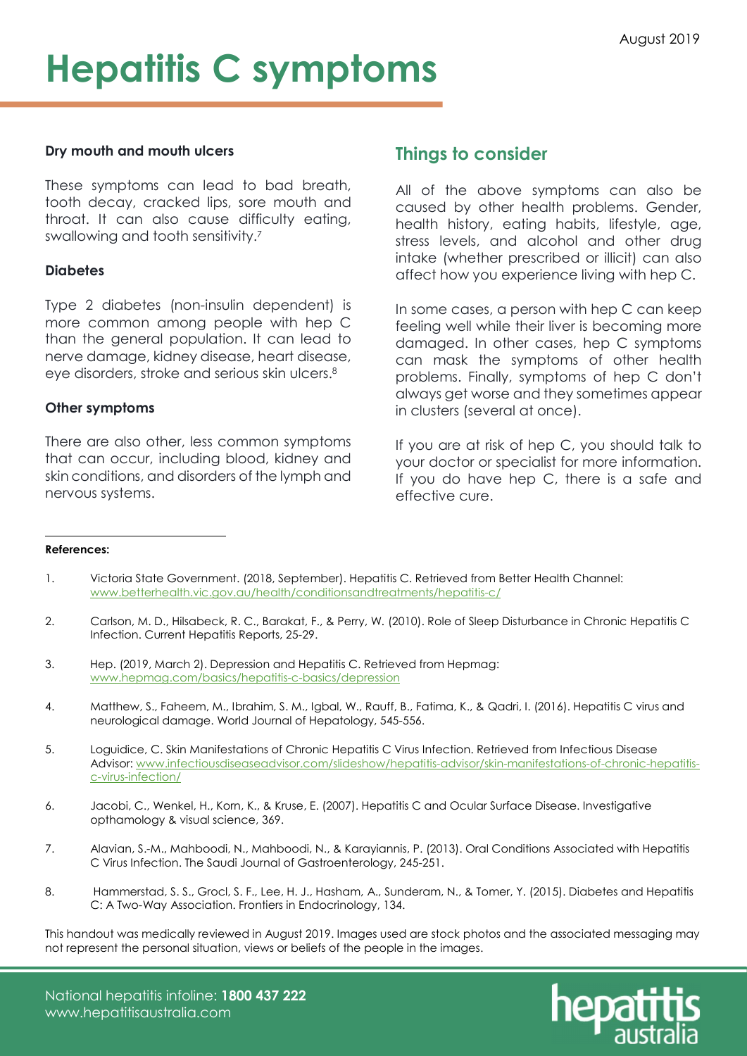# Hepatitis C symptoms

August 2019

### Dry mouth and mouth ulcers

These symptoms can lead to bad breath, tooth decay, cracked lips, sore mouth and throat. It can also cause difficulty eating, swallowing and tooth sensitivity.[7]

### Diabetes

Type 2 diabetes (non-insulin dependent) is more common among people with hep C than the general population. It can lead to nerve damage, kidney disease, heart disease, eye disorders, stroke and serious skin ulcers.[8]

### Other symptoms

There are also other, less common symptoms that can occur, including blood, kidney and skin conditions, and disorders of the lymph and nervous systems.

## Things to consider

All of the above symptoms can also be caused by other health problems. Gender, health history, eating habits, lifestyle, age, stress levels, and alcohol and other drug intake (whether prescribed or illicit) can also affect how you experience living with hep C.

In some cases, a person with hep C can keep feeling well while their liver is becoming more damaged. In other cases, hep C symptoms can mask the symptoms of other health problems. Finally, symptoms of hep C don't always get worse and they sometimes appear in clusters (several at once).

If you are at risk of hep C, you should talk to your doctor or specialist for more information. If you do have hep C, there is a safe and effective cure.

**References:**

1. Victoria State Government. (2018, September). Hepatitis C. Retrieved from Better Health Channel: www.betterhealth.vic.gov.au/health/conditionsandtreatments/hepatitis-c/
2. Carlson, M. D., Hilsabeck, R. C., Barakat, F., & Perry, W. (2010). Role of Sleep Disturbance in Chronic Hepatitis C Infection. Current Hepatitis Reports, 25-29.
3. Hep. (2019, March 2). Depression and Hepatitis C. Retrieved from Hepmag: www.hepmag.com/basics/hepatitis-c-basics/depression
4. Matthew, S., Faheem, M., Ibrahim, S. M., Iqbal, W., Rauff, B., Fatima, K., & Qadri, I. (2016). Hepatitis C virus and neurological damage. World Journal of Hepatology, 545-556.
5. Loguidice, C. Skin Manifestations of Chronic Hepatitis C Virus Infection. Retrieved from Infectious Disease Advisor: www.infectiousdiseaseadvisor.com/slideshow/hepatitis-advisor/skin-manifestations-of-chronic-hepatitis-c-virus-infection/
6. Jacobi, C., Wenkel, H., Korn, K., & Kruse, E. (2007). Hepatitis C and Ocular Surface Disease. Investigative opthamology & visual science, 369.
7. Alavian, S.-M., Mahboodi, N., Mahboodi, N., & Karayiannis, P. (2013). Oral Conditions Associated with Hepatitis C Virus Infection. The Saudi Journal of Gastroenterology, 245-251.
8. Hammerstad, S. S., Grocl, S. F., Lee, H. J., Hasham, A., Sunderam, N., & Tomer, Y. (2015). Diabetes and Hepatitis C: A Two-Way Association. Frontiers in Endocrinology, 134.

This handout was medically reviewed in August 2019. Images used are stock photos and the associated messaging may not represent the personal situation, views or beliefs of the people in the images.

National hepatitis infoline: **1800 437 222**
www.hepatitisaustralia.com

hepatitis australia